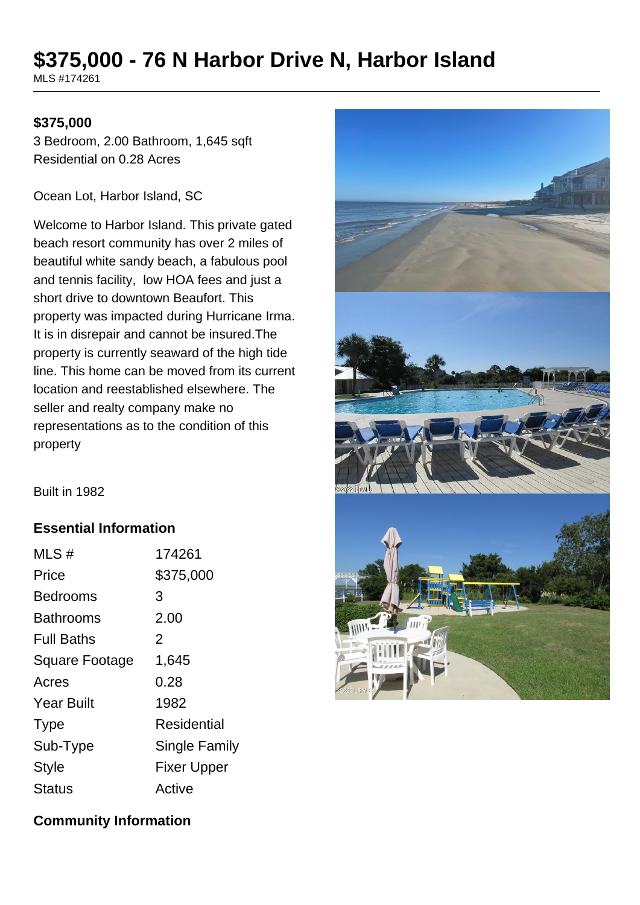# $375,000 - 76 N Harbor Drive N, Harbor Island

MLS #174261

**$375,000**

3 Bedroom, 2.00 Bathroom, 1,645 sqft
Residential on 0.28 Acres

Ocean Lot, Harbor Island, SC

Welcome to Harbor Island. This private gated beach resort community has over 2 miles of beautiful white sandy beach, a fabulous pool and tennis facility, low HOA fees and just a short drive to downtown Beaufort. This property was impacted during Hurricane Irma. It is in disrepair and cannot be insured.The property is currently seaward of the high tide line. This home can be moved from its current location and reestablished elsewhere. The seller and realty company make no representations as to the condition of this property

Built in 1982

## Essential Information

| | |
|---|---|
| MLS # | 174261 |
| Price | $375,000 |
| Bedrooms | 3 |
| Bathrooms | 2.00 |
| Full Baths | 2 |
| Square Footage | 1,645 |
| Acres | 0.28 |
| Year Built | 1982 |
| Type | Residential |
| Sub-Type | Single Family |
| Style | Fixer Upper |
| Status | Active |

## Community Information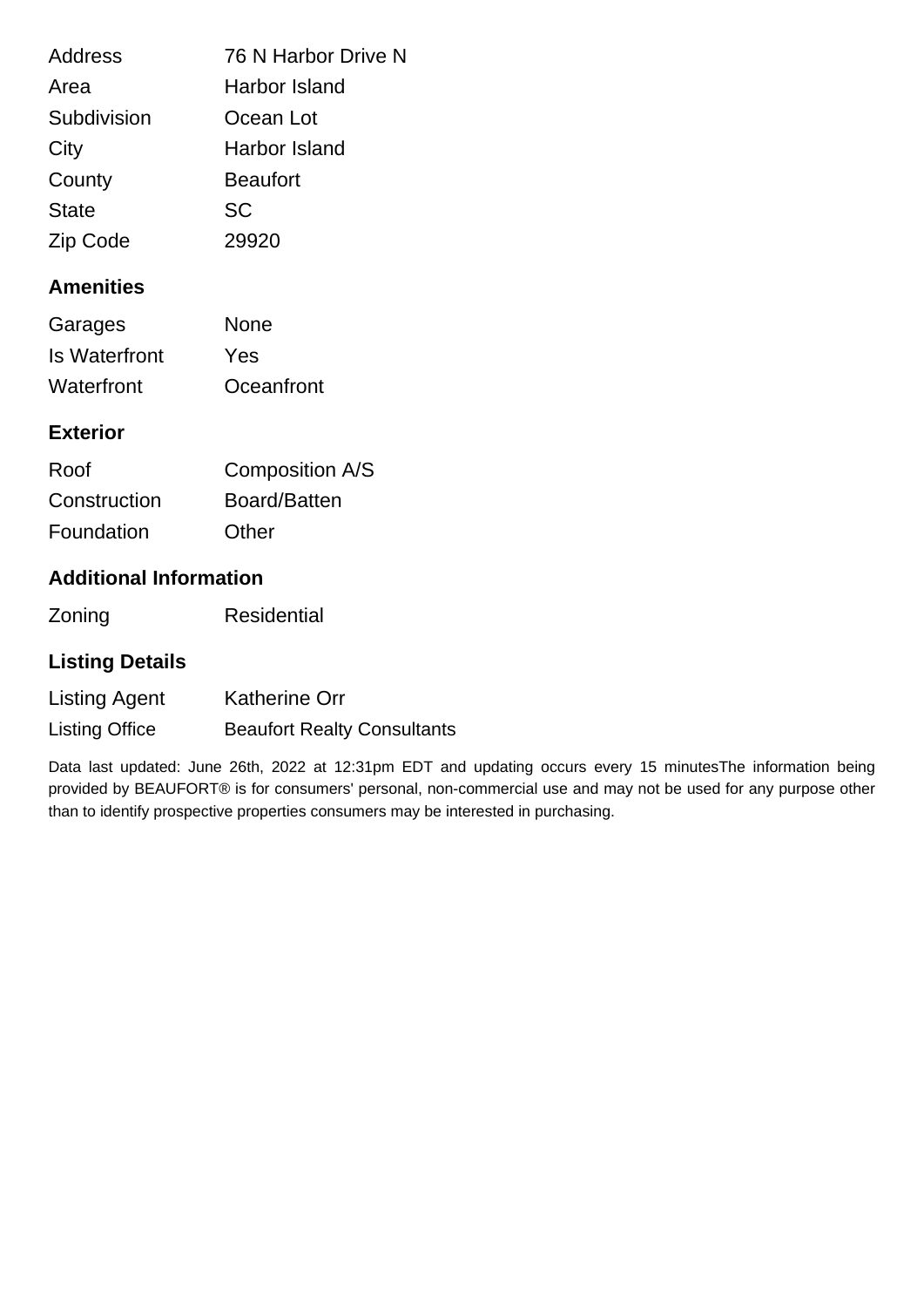| | |
|---|---|
| Address | 76 N Harbor Drive N |
| Area | Harbor Island |
| Subdivision | Ocean Lot |
| City | Harbor Island |
| County | Beaufort |
| State | SC |
| Zip Code | 29920 |

## Amenities

| | |
|---|---|
| Garages | None |
| Is Waterfront | Yes |
| Waterfront | Oceanfront |

## Exterior

| | |
|---|---|
| Roof | Composition A/S |
| Construction | Board/Batten |
| Foundation | Other |

## Additional Information

| | |
|---|---|
| Zoning | Residential |

## Listing Details

| | |
|---|---|
| Listing Agent | Katherine Orr |
| Listing Office | Beaufort Realty Consultants |

Data last updated: June 26th, 2022 at 12:31pm EDT and updating occurs every 15 minutesThe information being provided by BEAUFORT® is for consumers' personal, non-commercial use and may not be used for any purpose other than to identify prospective properties consumers may be interested in purchasing.